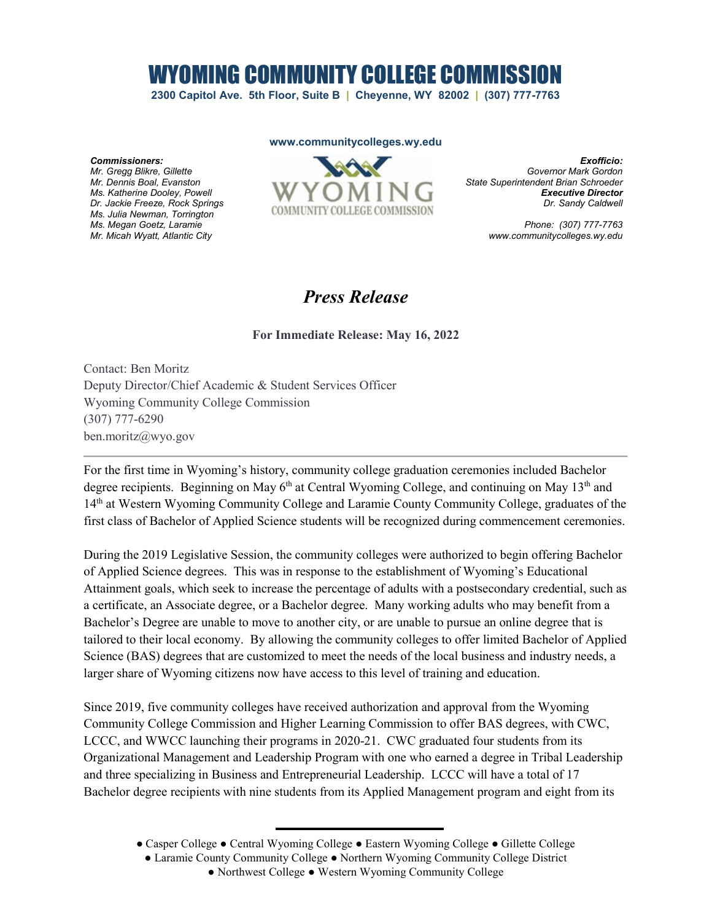# WYOMING COMMUNITY COLLEGE COMMISSION

**2300 Capitol Ave. 5th Floor, Suite B | Cheyenne, WY 82002 | (307) 777-7763**

**www.communitycolleges.wy.edu**

***Commissioners:***
*Mr. Gregg Blikre, Gillette*
*Mr. Dennis Boal, Evanston*
*Ms. Katherine Dooley, Powell*
*Dr. Jackie Freeze, Rock Springs*
*Ms. Julia Newman, Torrington*
*Ms. Megan Goetz, Laramie*
*Mr. Micah Wyatt, Atlantic City*

WYOMING
COMMUNITY COLLEGE COMMISSION

***Exofficio:***
*Governor Mark Gordon*
*State Superintendent Brian Schroeder*
***Executive Director***
*Dr. Sandy Caldwell*

*Phone: (307) 777-7763*
*www.communitycolleges.wy.edu*

## *Press Release*

**For Immediate Release: May 16, 2022**

Contact: Ben Moritz
Deputy Director/Chief Academic & Student Services Officer
Wyoming Community College Commission
(307) 777-6290
ben.moritz@wyo.gov

---

For the first time in Wyoming's history, community college graduation ceremonies included Bachelor degree recipients. Beginning on May 6th at Central Wyoming College, and continuing on May 13th and 14th at Western Wyoming Community College and Laramie County Community College, graduates of the first class of Bachelor of Applied Science students will be recognized during commencement ceremonies.

During the 2019 Legislative Session, the community colleges were authorized to begin offering Bachelor of Applied Science degrees. This was in response to the establishment of Wyoming's Educational Attainment goals, which seek to increase the percentage of adults with a postsecondary credential, such as a certificate, an Associate degree, or a Bachelor degree. Many working adults who may benefit from a Bachelor's Degree are unable to move to another city, or are unable to pursue an online degree that is tailored to their local economy. By allowing the community colleges to offer limited Bachelor of Applied Science (BAS) degrees that are customized to meet the needs of the local business and industry needs, a larger share of Wyoming citizens now have access to this level of training and education.

Since 2019, five community colleges have received authorization and approval from the Wyoming Community College Commission and Higher Learning Commission to offer BAS degrees, with CWC, LCCC, and WWCC launching their programs in 2020-21. CWC graduated four students from its Organizational Management and Leadership Program with one who earned a degree in Tribal Leadership and three specializing in Business and Entrepreneurial Leadership. LCCC will have a total of 17 Bachelor degree recipients with nine students from its Applied Management program and eight from its

● Casper College ● Central Wyoming College ● Eastern Wyoming College ● Gillette College
● Laramie County Community College ● Northern Wyoming Community College District
● Northwest College ● Western Wyoming Community College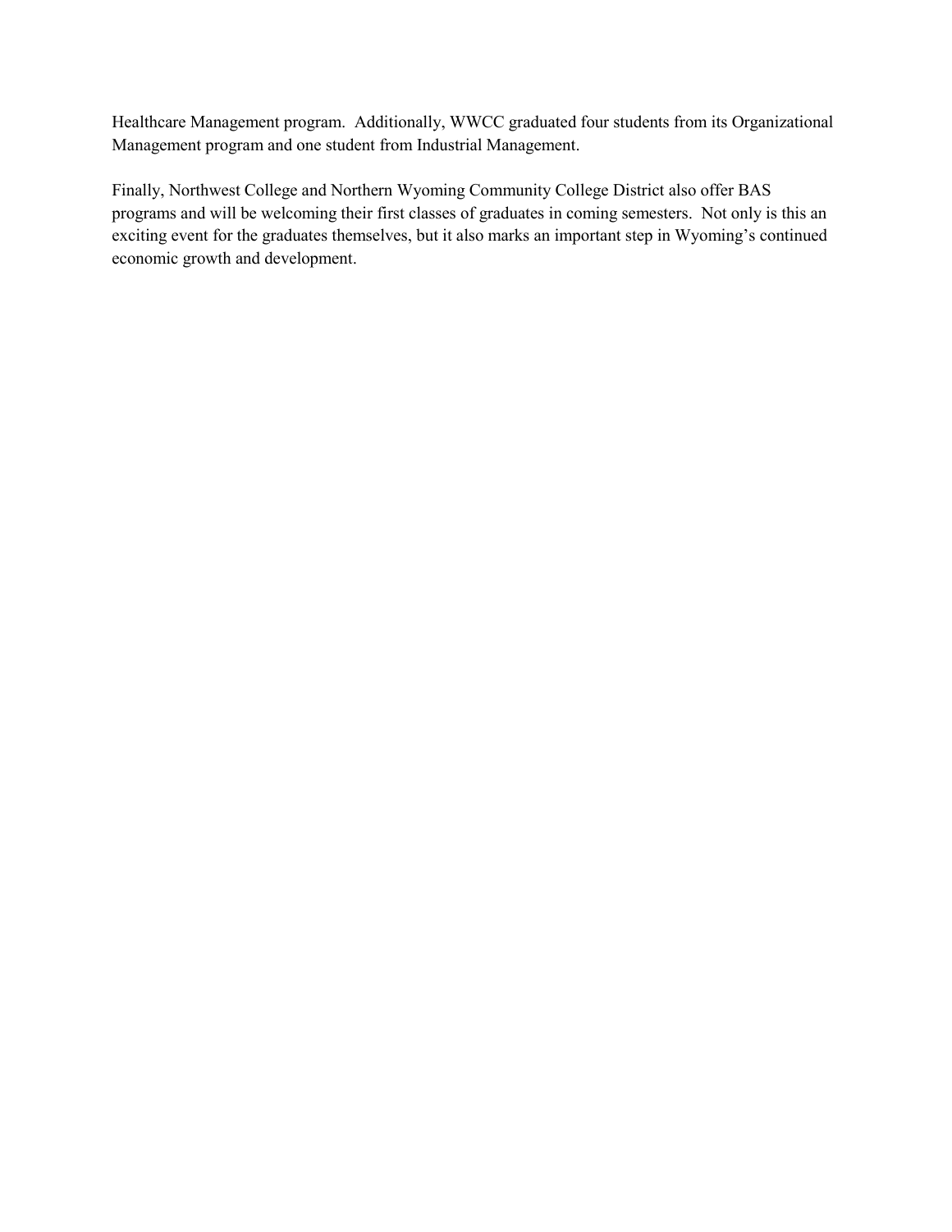Healthcare Management program. Additionally, WWCC graduated four students from its Organizational Management program and one student from Industrial Management.

Finally, Northwest College and Northern Wyoming Community College District also offer BAS programs and will be welcoming their first classes of graduates in coming semesters. Not only is this an exciting event for the graduates themselves, but it also marks an important step in Wyoming's continued economic growth and development.